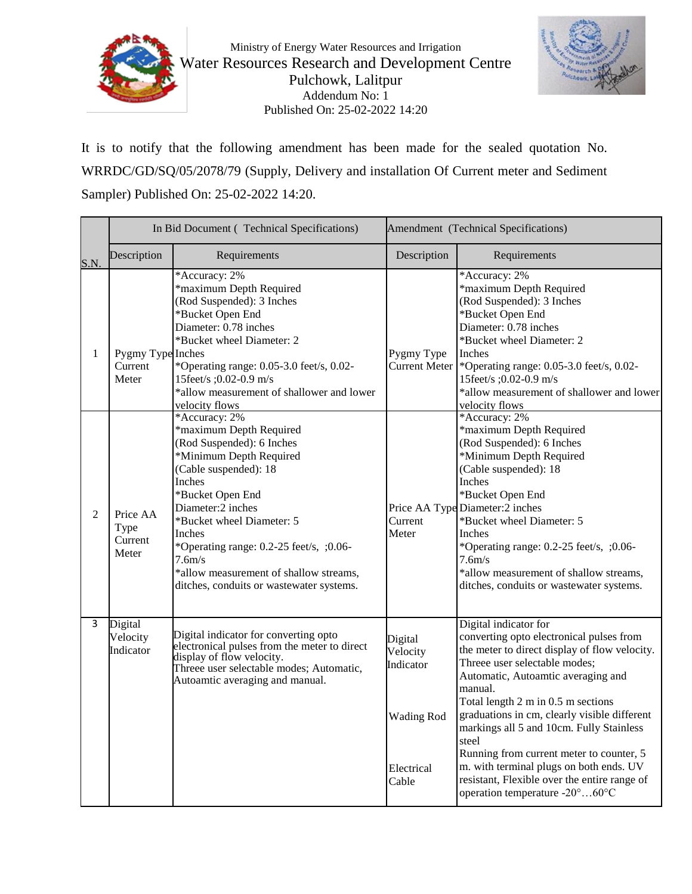Ministry of Energy Water Resources and Irrigation

# Water Resources Research and Development Centre

Pulchowk, Lalitpur

Addendum No: 1

Published On: 25-02-2022 14:20

It is to notify that the following amendment has been made for the sealed quotation No. WRRDC/GD/SQ/05/2078/79 (Supply, Delivery and installation Of Current meter and Sediment Sampler) Published On: 25-02-2022 14:20.

| S.N. | In Bid Document ( Technical Specifications) | | Amendment (Technical Specifications) | |
|---|---|---|---|---|
| | Description | Requirements | Description | Requirements |
| 1 | Pygmy Type Current Meter | *Accuracy: 2%<br>*maximum Depth Required (Rod Suspended): 3 Inches<br>*Bucket Open End Diameter: 0.78 inches<br>*Bucket wheel Diameter: 2 Inches<br>*Operating range: 0.05-3.0 feet/s, 0.02-15feet/s ;0.02-0.9 m/s<br>*allow measurement of shallower and lower velocity flows | Pygmy Type Current Meter | *Accuracy: 2%<br>*maximum Depth Required (Rod Suspended): 3 Inches<br>*Bucket Open End Diameter: 0.78 inches<br>*Bucket wheel Diameter: 2 Inches<br>*Operating range: 0.05-3.0 feet/s, 0.02-15feet/s ;0.02-0.9 m/s<br>*allow measurement of shallower and lower velocity flows |
| 2 | Price AA Type Current Meter | *Accuracy: 2%<br>*maximum Depth Required (Rod Suspended): 6 Inches<br>*Minimum Depth Required (Cable suspended): 18 Inches<br>*Bucket Open End Diameter:2 inches<br>*Bucket wheel Diameter: 5 Inches<br>*Operating range: 0.2-25 feet/s, ;0.06-7.6m/s<br>*allow measurement of shallow streams, ditches, conduits or wastewater systems. | Price AA Type Current Meter | *Accuracy: 2%<br>*maximum Depth Required (Rod Suspended): 6 Inches<br>*Minimum Depth Required (Cable suspended): 18 Inches<br>*Bucket Open End Diameter:2 inches<br>*Bucket wheel Diameter: 5 Inches<br>*Operating range: 0.2-25 feet/s, ;0.06-7.6m/s<br>*allow measurement of shallow streams, ditches, conduits or wastewater systems. |
| 3 | Digital Velocity Indicator | Digital indicator for converting opto electronical pulses from the meter to direct display of flow velocity.<br>Threee user selectable modes; Automatic, Autoamtic averaging and manual. | Digital Velocity Indicator<br><br>Wading Rod<br><br>Electrical Cable | Digital indicator for converting opto electronical pulses from the meter to direct display of flow velocity. Threee user selectable modes; Automatic, Autoamtic averaging and manual.<br>Total length 2 m in 0.5 m sections graduations in cm, clearly visible different markings all 5 and 10cm. Fully Stainless steel<br>Running from current meter to counter, 5 m. with terminal plugs on both ends. UV resistant, Flexible over the entire range of operation temperature -20°…60°C |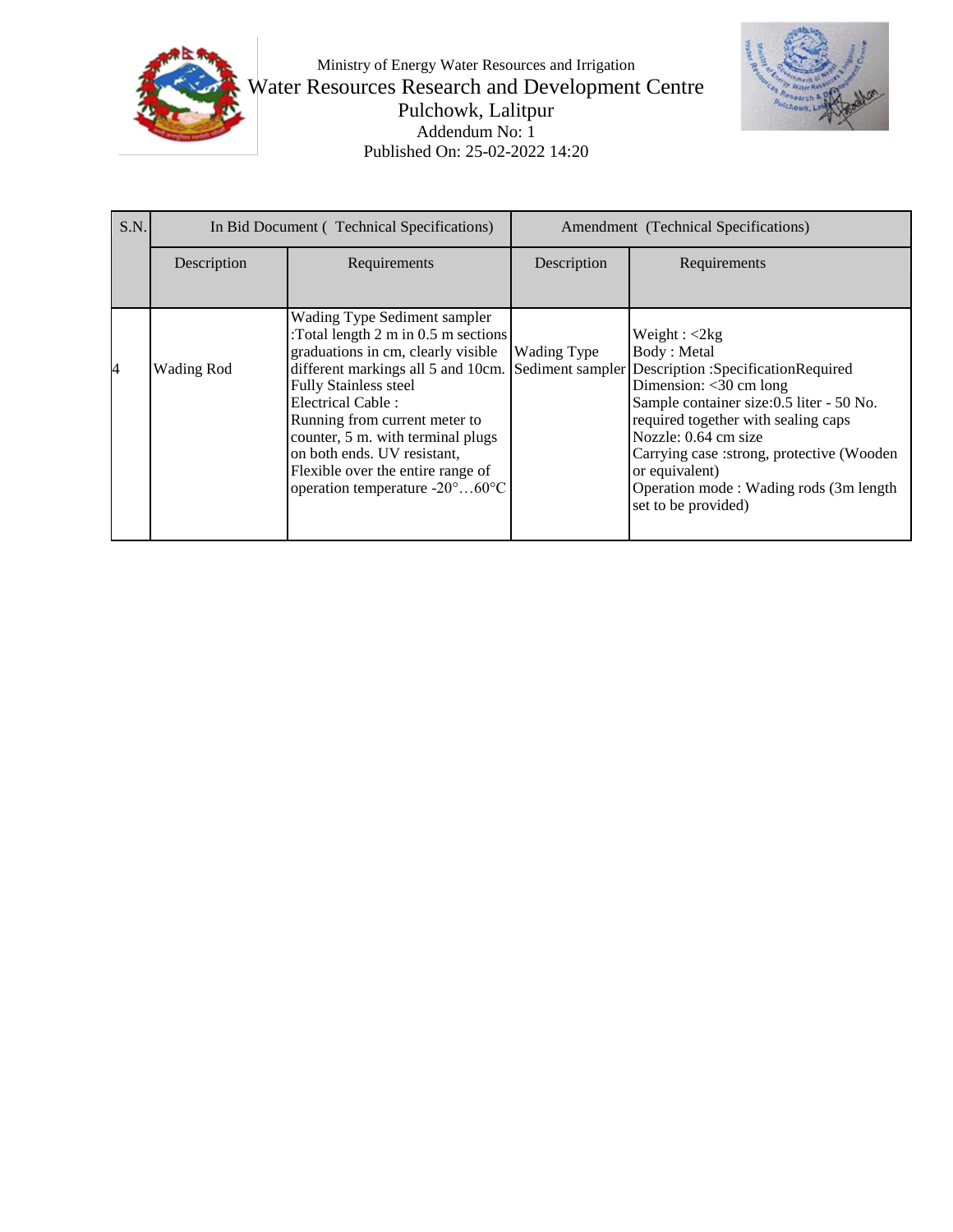Ministry of Energy Water Resources and Irrigation

Water Resources Research and Development Centre

Pulchowk, Lalitpur

Addendum No: 1

Published On: 25-02-2022 14:20

| S.N. | In Bid Document ( Technical Specifications) | | Amendment (Technical Specifications) | |
|---|---|---|---|---|
| | Description | Requirements | Description | Requirements |
| 4 | Wading Rod | Wading Type Sediment sampler :Total length 2 m in 0.5 m sections graduations in cm, clearly visible different markings all 5 and 10cm. Fully Stainless steel<br>Electrical Cable :<br>Running from current meter to counter, 5 m. with terminal plugs on both ends. UV resistant, Flexible over the entire range of operation temperature -20°…60°C | Wading Type Sediment sampler | Weight : <2kg<br>Body : Metal<br>Description :SpecificationRequired<br>Dimension: <30 cm long<br>Sample container size:0.5 liter - 50 No. required together with sealing caps<br>Nozzle: 0.64 cm size<br>Carrying case :strong, protective (Wooden or equivalent)<br>Operation mode : Wading rods (3m length set to be provided) |